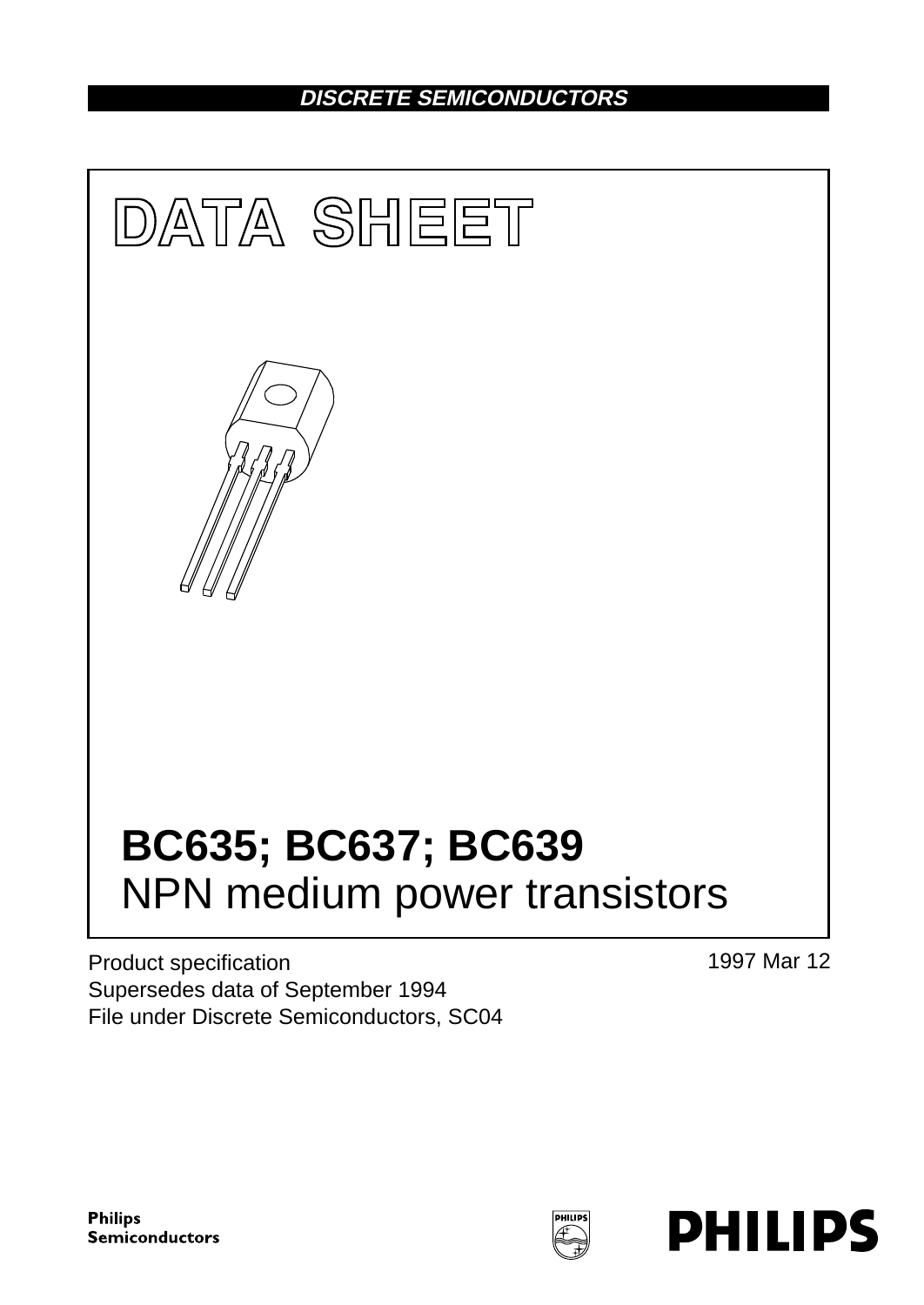DISCRETE SEMICONDUCTORS

# DATA SHEET

# BC635; BC637; BC639
NPN medium power transistors

Product specification
Supersedes data of September 1994
File under Discrete Semiconductors, SC04

1997 Mar 12

Philips Semiconductors

PHILIPS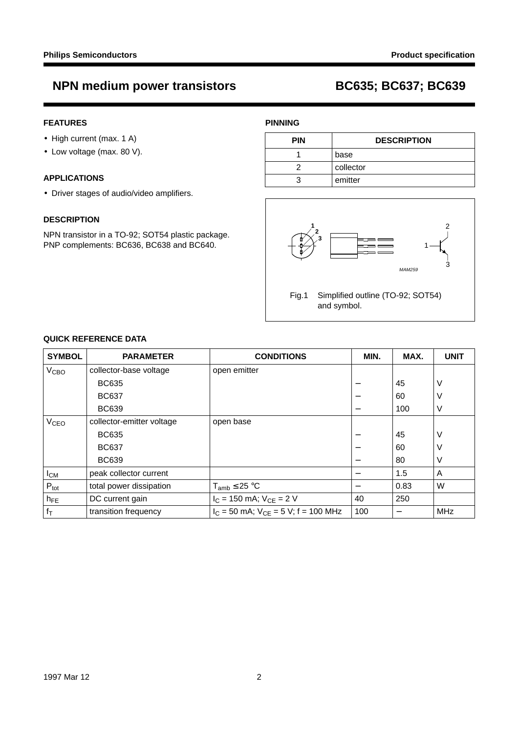# NPN medium power transistors — BC635; BC637; BC639

## FEATURES

- High current (max. 1 A)
- Low voltage (max. 80 V).

## APPLICATIONS

- Driver stages of audio/video amplifiers.

## DESCRIPTION

NPN transistor in a TO-92; SOT54 plastic package. PNP complements: BC636, BC638 and BC640.

## PINNING

| PIN | DESCRIPTION |
|---|---|
| 1 | base |
| 2 | collector |
| 3 | emitter |

Fig.1 Simplified outline (TO-92; SOT54) and symbol.

## QUICK REFERENCE DATA

| SYMBOL | PARAMETER | CONDITIONS | MIN. | MAX. | UNIT |
|---|---|---|---|---|---|
| $V_{CBO}$ | collector-base voltage | open emitter | | | |
| | BC635 | | − | 45 | V |
| | BC637 | | − | 60 | V |
| | BC639 | | − | 100 | V |
| $V_{CEO}$ | collector-emitter voltage | open base | | | |
| | BC635 | | − | 45 | V |
| | BC637 | | − | 60 | V |
| | BC639 | | − | 80 | V |
| $I_{CM}$ | peak collector current | | − | 1.5 | A |
| $P_{tot}$ | total power dissipation | $T_{amb} \leq 25$ °C | − | 0.83 | W |
| $h_{FE}$ | DC current gain | $I_C = 150$ mA; $V_{CE} = 2$ V | 40 | 250 | |
| $f_T$ | transition frequency | $I_C = 50$ mA; $V_{CE} = 5$ V; f = 100 MHz | 100 | − | MHz |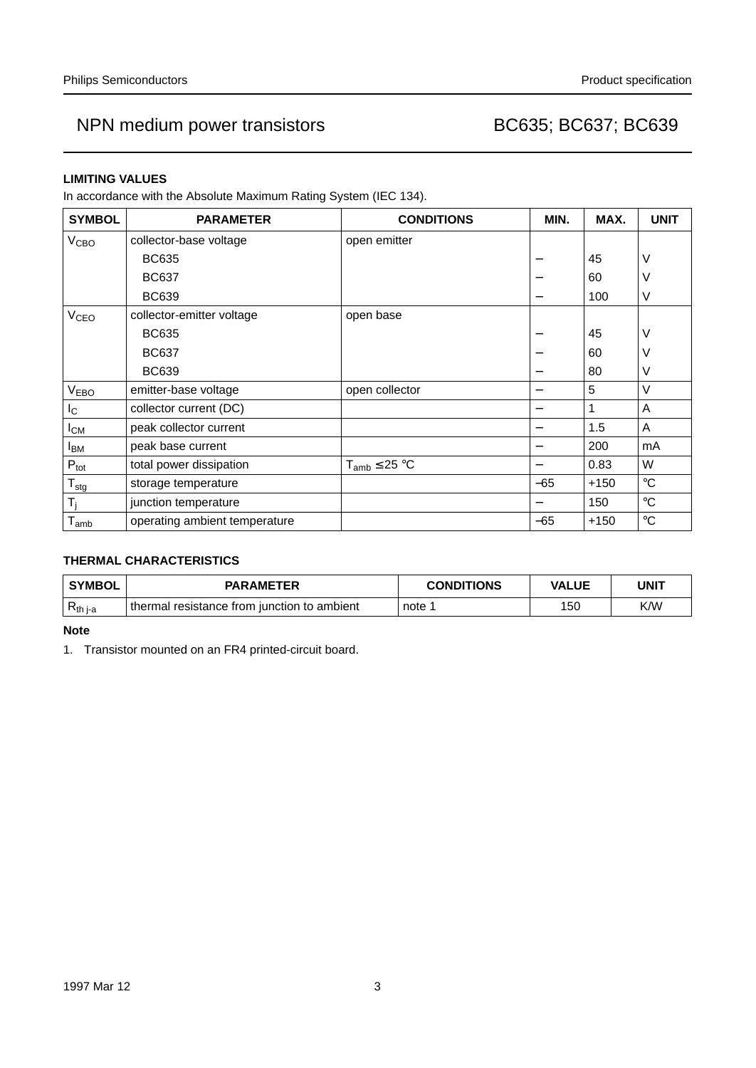## LIMITING VALUES

In accordance with the Absolute Maximum Rating System (IEC 134).

| SYMBOL | PARAMETER | CONDITIONS | MIN. | MAX. | UNIT |
|---|---|---|---|---|---|
| $V_{CBO}$ | collector-base voltage | open emitter | | | |
| | BC635 | | − | 45 | V |
| | BC637 | | − | 60 | V |
| | BC639 | | − | 100 | V |
| $V_{CEO}$ | collector-emitter voltage | open base | | | |
| | BC635 | | − | 45 | V |
| | BC637 | | − | 60 | V |
| | BC639 | | − | 80 | V |
| $V_{EBO}$ | emitter-base voltage | open collector | − | 5 | V |
| $I_C$ | collector current (DC) | | − | 1 | A |
| $I_{CM}$ | peak collector current | | − | 1.5 | A |
| $I_{BM}$ | peak base current | | − | 200 | mA |
| $P_{tot}$ | total power dissipation | $T_{amb} \leq 25$ °C | − | 0.83 | W |
| $T_{stg}$ | storage temperature | | −65 | +150 | °C |
| $T_j$ | junction temperature | | − | 150 | °C |
| $T_{amb}$ | operating ambient temperature | | −65 | +150 | °C |

## THERMAL CHARACTERISTICS

| SYMBOL | PARAMETER | CONDITIONS | VALUE | UNIT |
|---|---|---|---|---|
| $R_{th\ j\text{-}a}$ | thermal resistance from junction to ambient | note 1 | 150 | K/W |

**Note**

1. Transistor mounted on an FR4 printed-circuit board.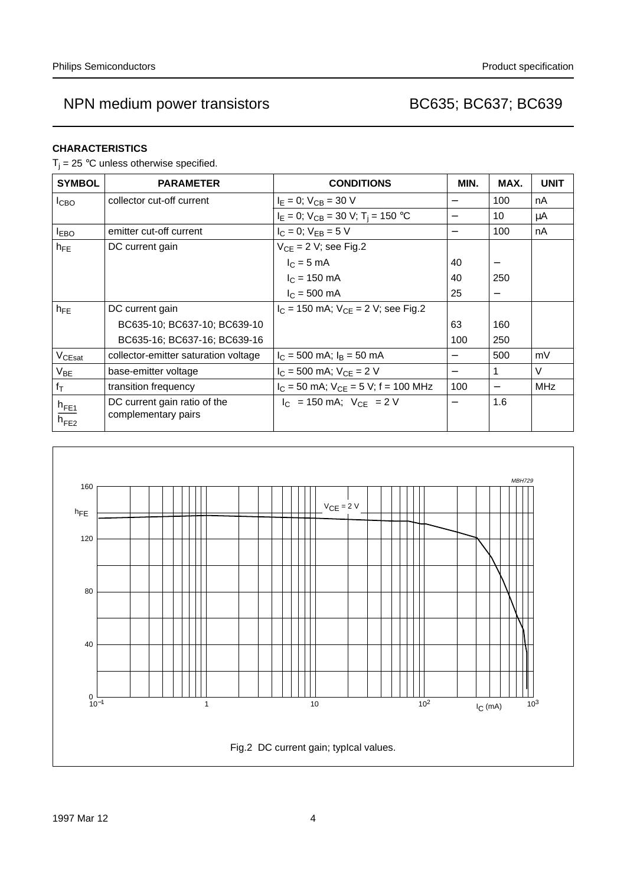## CHARACTERISTICS

$T_j$ = 25 °C unless otherwise specified.

| SYMBOL | PARAMETER | CONDITIONS | MIN. | MAX. | UNIT |
|---|---|---|---|---|---|
| $I_{CBO}$ | collector cut-off current | $I_E$ = 0; $V_{CB}$ = 30 V | − | 100 | nA |
| | | $I_E$ = 0; $V_{CB}$ = 30 V; $T_j$ = 150 °C | − | 10 | μA |
| $I_{EBO}$ | emitter cut-off current | $I_C$ = 0; $V_{EB}$ = 5 V | − | 100 | nA |
| $h_{FE}$ | DC current gain | $V_{CE}$ = 2 V; see Fig.2 | | | |
| | | $I_C$ = 5 mA | 40 | − | |
| | | $I_C$ = 150 mA | 40 | 250 | |
| | | $I_C$ = 500 mA | 25 | − | |
| $h_{FE}$ | DC current gain | $I_C$ = 150 mA; $V_{CE}$ = 2 V; see Fig.2 | | | |
| | BC635-10; BC637-10; BC639-10 | | 63 | 160 | |
| | BC635-16; BC637-16; BC639-16 | | 100 | 250 | |
| $V_{CEsat}$ | collector-emitter saturation voltage | $I_C$ = 500 mA; $I_B$ = 50 mA | − | 500 | mV |
| $V_{BE}$ | base-emitter voltage | $I_C$ = 500 mA; $V_{CE}$ = 2 V | − | 1 | V |
| $f_T$ | transition frequency | $I_C$ = 50 mA; $V_{CE}$ = 5 V; f = 100 MHz | 100 | − | MHz |
| $\frac{h_{FE1}}{h_{FE2}}$ | DC current gain ratio of the complementary pairs | $I_C$ = 150 mA; $V_{CE}$ = 2 V | − | 1.6 | |

Fig.2 DC current gain; typical values.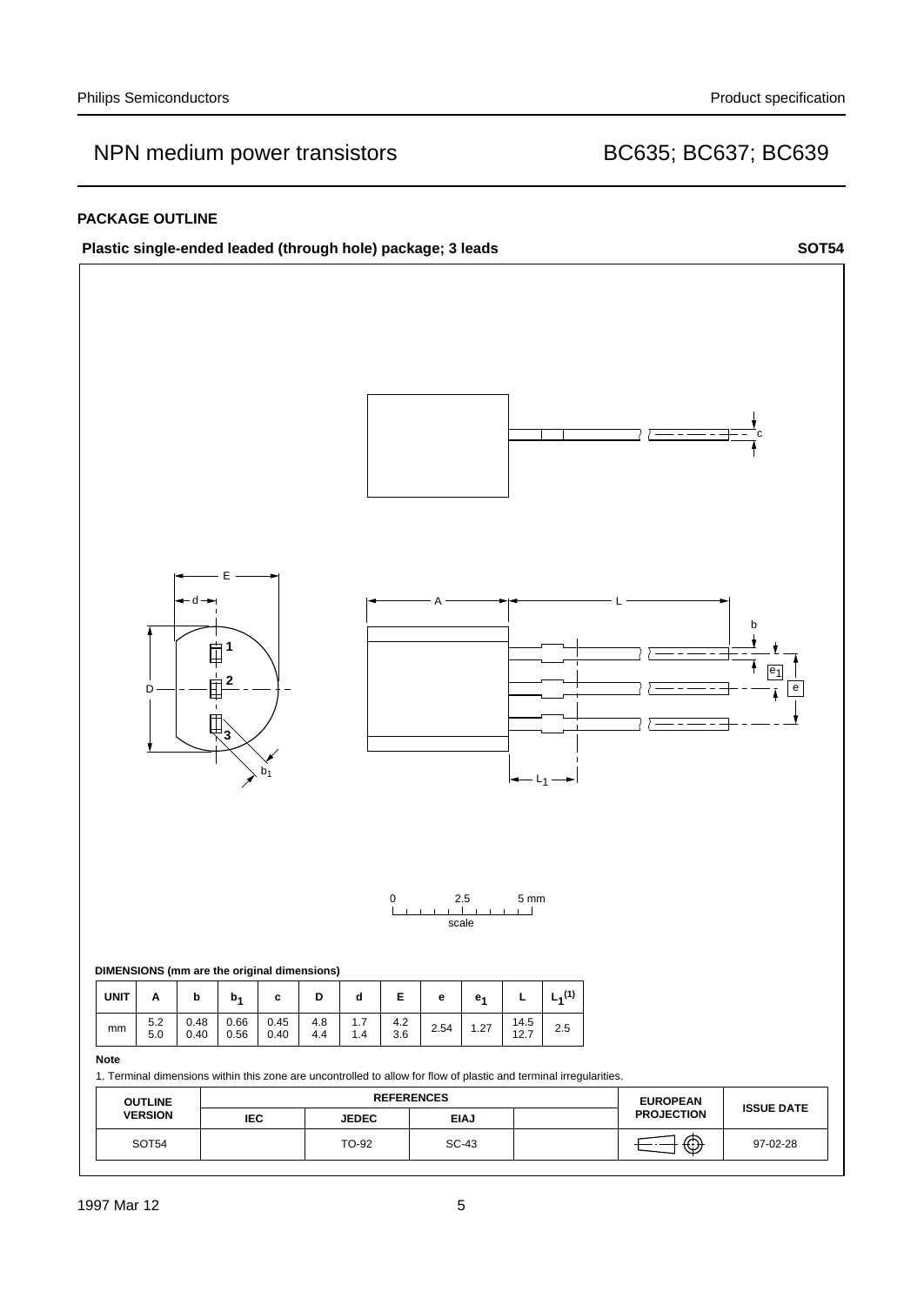## PACKAGE OUTLINE

**Plastic single-ended leaded (through hole) package; 3 leads** **SOT54**

DIMENSIONS (mm are the original dimensions)

| UNIT | A | b | $b_1$ | c | D | d | E | e | $e_1$ | L | $L_1$[(1)] |
|---|---|---|---|---|---|---|---|---|---|---|---|
| mm | 5.2<br>5.0 | 0.48<br>0.40 | 0.66<br>0.56 | 0.45<br>0.40 | 4.8<br>4.4 | 1.7<br>1.4 | 4.2<br>3.6 | 2.54 | 1.27 | 14.5<br>12.7 | 2.5 |

**Note**

1. Terminal dimensions within this zone are uncontrolled to allow for flow of plastic and terminal irregularities.

| OUTLINE VERSION | REFERENCES | | | | EUROPEAN PROJECTION | ISSUE DATE |
|---|---|---|---|---|---|---|
| | IEC | JEDEC | EIAJ | | | |
| SOT54 | | TO-92 | SC-43 | | | 97-02-28 |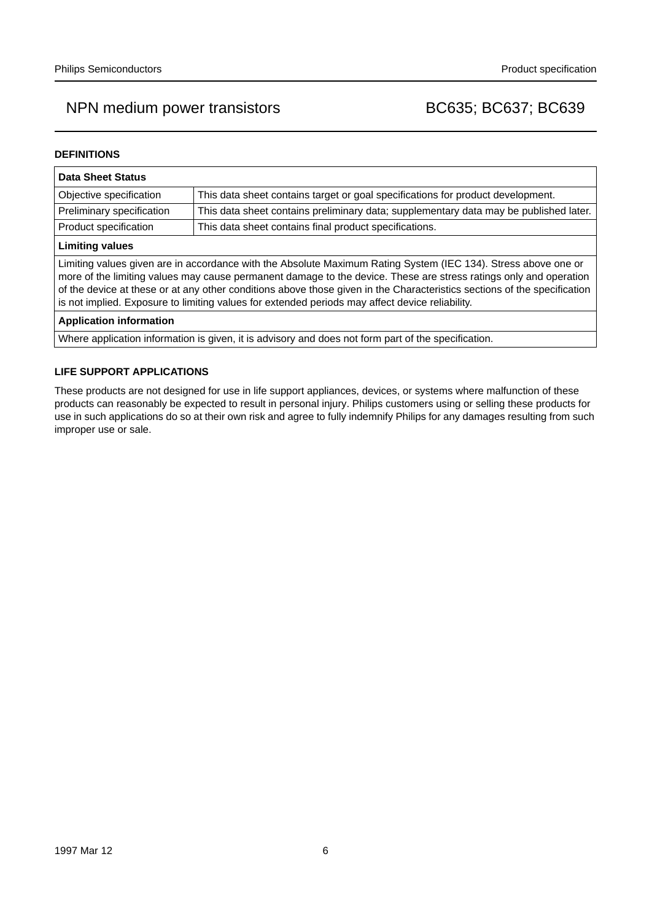## DEFINITIONS

| Data Sheet Status | |
|---|---|
| Objective specification | This data sheet contains target or goal specifications for product development. |
| Preliminary specification | This data sheet contains preliminary data; supplementary data may be published later. |
| Product specification | This data sheet contains final product specifications. |
| **Limiting values** | |
| Limiting values given are in accordance with the Absolute Maximum Rating System (IEC 134). Stress above one or more of the limiting values may cause permanent damage to the device. These are stress ratings only and operation of the device at these or at any other conditions above those given in the Characteristics sections of the specification is not implied. Exposure to limiting values for extended periods may affect device reliability. | |
| **Application information** | |
| Where application information is given, it is advisory and does not form part of the specification. | |

## LIFE SUPPORT APPLICATIONS

These products are not designed for use in life support appliances, devices, or systems where malfunction of these products can reasonably be expected to result in personal injury. Philips customers using or selling these products for use in such applications do so at their own risk and agree to fully indemnify Philips for any damages resulting from such improper use or sale.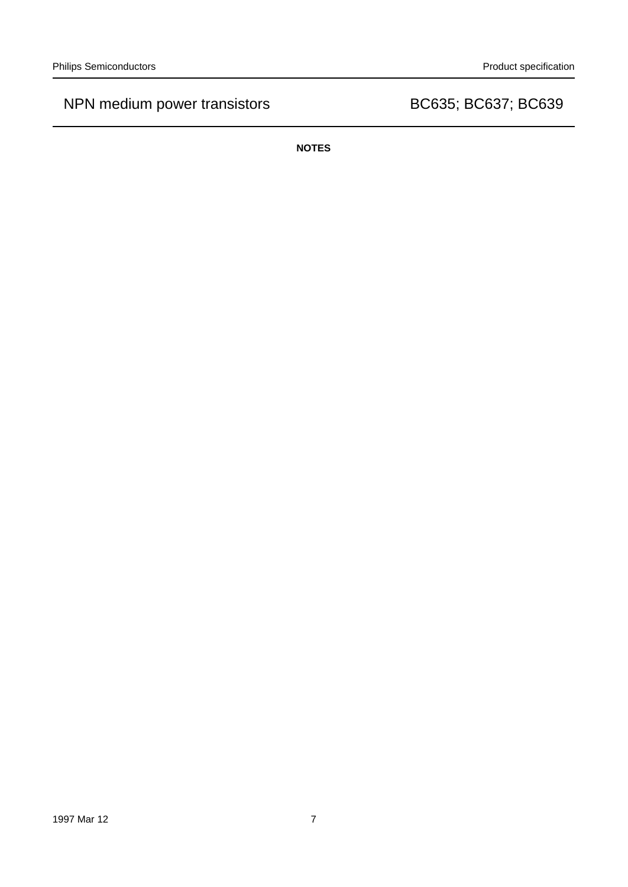**NOTES**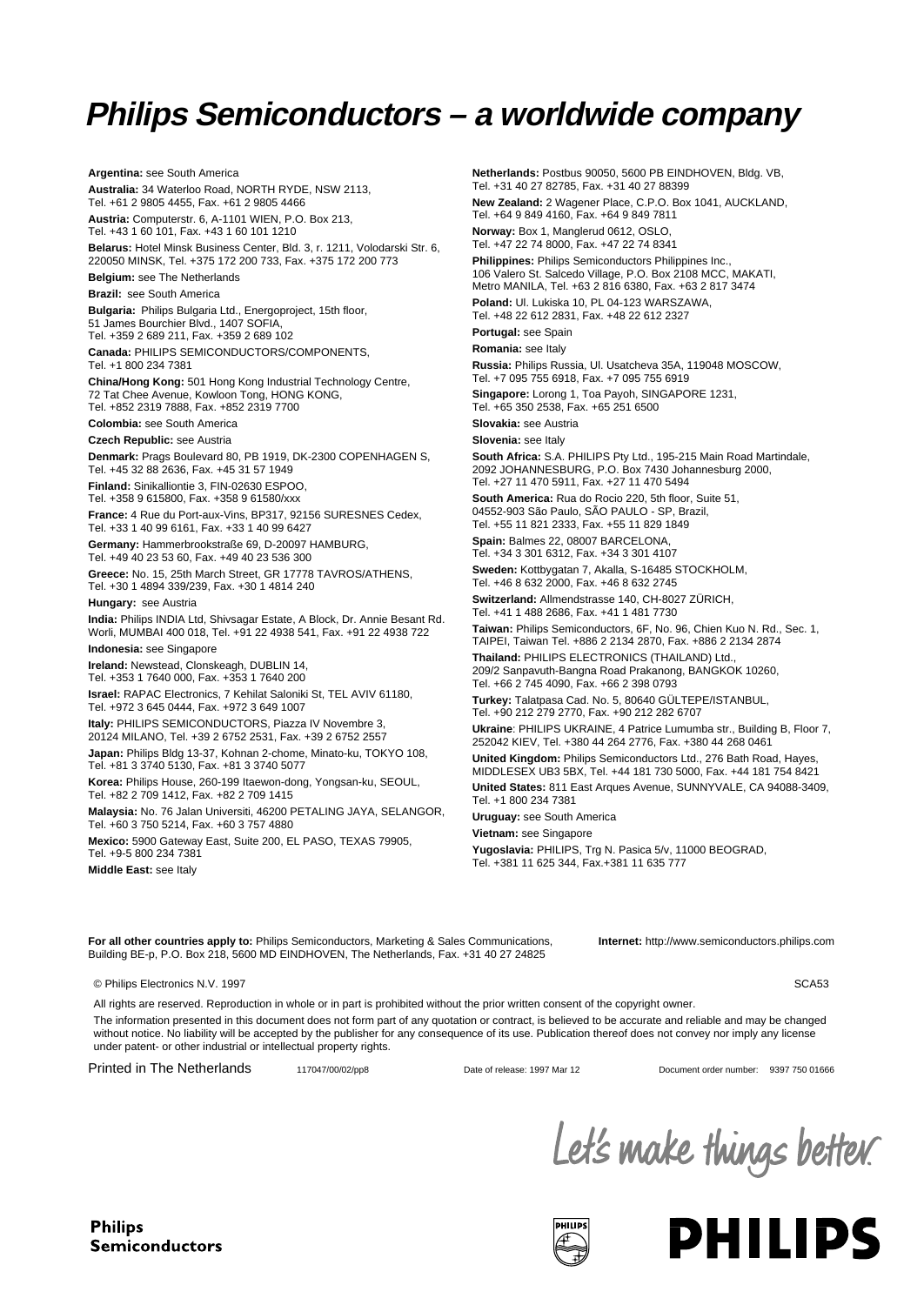# Philips Semiconductors – a worldwide company

**Argentina:** see South America

**Australia:** 34 Waterloo Road, NORTH RYDE, NSW 2113, Tel. +61 2 9805 4455, Fax. +61 2 9805 4466

**Austria:** Computerstr. 6, A-1101 WIEN, P.O. Box 213, Tel. +43 1 60 101, Fax. +43 1 60 101 1210

**Belarus:** Hotel Minsk Business Center, Bld. 3, r. 1211, Volodarski Str. 6, 220050 MINSK, Tel. +375 172 200 733, Fax. +375 172 200 773

**Belgium:** see The Netherlands

**Brazil:** see South America

**Bulgaria:** Philips Bulgaria Ltd., Energoproject, 15th floor, 51 James Bourchier Blvd., 1407 SOFIA, Tel. +359 2 689 211, Fax. +359 2 689 102

**Canada:** PHILIPS SEMICONDUCTORS/COMPONENTS, Tel. +1 800 234 7381

**China/Hong Kong:** 501 Hong Kong Industrial Technology Centre, 72 Tat Chee Avenue, Kowloon Tong, HONG KONG, Tel. +852 2319 7888, Fax. +852 2319 7700

**Colombia:** see South America

**Czech Republic:** see Austria

**Denmark:** Prags Boulevard 80, PB 1919, DK-2300 COPENHAGEN S, Tel. +45 32 88 2636, Fax. +45 31 57 1949

**Finland:** Sinikalliontie 3, FIN-02630 ESPOO, Tel. +358 9 615800, Fax. +358 9 61580/xxx

**France:** 4 Rue du Port-aux-Vins, BP317, 92156 SURESNES Cedex, Tel. +33 1 40 99 6161, Fax. +33 1 40 99 6427

**Germany:** Hammerbrookstraße 69, D-20097 HAMBURG, Tel. +49 40 23 53 60, Fax. +49 40 23 536 300

**Greece:** No. 15, 25th March Street, GR 17778 TAVROS/ATHENS, Tel. +30 1 4894 339/239, Fax. +30 1 4814 240

**Hungary:** see Austria

**India:** Philips INDIA Ltd, Shivsagar Estate, A Block, Dr. Annie Besant Rd. Worli, MUMBAI 400 018, Tel. +91 22 4938 541, Fax. +91 22 4938 722

**Indonesia:** see Singapore

**Ireland:** Newstead, Clonskeagh, DUBLIN 14, Tel. +353 1 7640 000, Fax. +353 1 7640 200

**Israel:** RAPAC Electronics, 7 Kehilat Saloniki St, TEL AVIV 61180, Tel. +972 3 645 0444, Fax. +972 3 649 1007

**Italy:** PHILIPS SEMICONDUCTORS, Piazza IV Novembre 3, 20124 MILANO, Tel. +39 2 6752 2531, Fax. +39 2 6752 2557

**Japan:** Philips Bldg 13-37, Kohnan 2-chome, Minato-ku, TOKYO 108, Tel. +81 3 3740 5130, Fax. +81 3 3740 5077

**Korea:** Philips House, 260-199 Itaewon-dong, Yongsan-ku, SEOUL, Tel. +82 2 709 1412, Fax. +82 2 709 1415

**Malaysia:** No. 76 Jalan Universiti, 46200 PETALING JAYA, SELANGOR, Tel. +60 3 750 5214, Fax. +60 3 757 4880

**Mexico:** 5900 Gateway East, Suite 200, EL PASO, TEXAS 79905, Tel. +9-5 800 234 7381

**Middle East:** see Italy

**Netherlands:** Postbus 90050, 5600 PB EINDHOVEN, Bldg. VB, Tel. +31 40 27 82785, Fax. +31 40 27 88399

**New Zealand:** 2 Wagener Place, C.P.O. Box 1041, AUCKLAND, Tel. +64 9 849 4160, Fax. +64 9 849 7811

**Norway:** Box 1, Manglerud 0612, OSLO, Tel. +47 22 74 8000, Fax. +47 22 74 8341

**Philippines:** Philips Semiconductors Philippines Inc., 106 Valero St. Salcedo Village, P.O. Box 2108 MCC, MAKATI, Metro MANILA, Tel. +63 2 816 6380, Fax. +63 2 817 3474

**Poland:** Ul. Lukiska 10, PL 04-123 WARSZAWA, Tel. +48 22 612 2831, Fax. +48 22 612 2327

**Portugal:** see Spain

**Romania:** see Italy

**Russia:** Philips Russia, Ul. Usatcheva 35A, 119048 MOSCOW, Tel. +7 095 755 6918, Fax. +7 095 755 6919

**Singapore:** Lorong 1, Toa Payoh, SINGAPORE 1231, Tel. +65 350 2538, Fax. +65 251 6500

**Slovakia:** see Austria

**Slovenia:** see Italy

**South Africa:** S.A. PHILIPS Pty Ltd., 195-215 Main Road Martindale, 2092 JOHANNESBURG, P.O. Box 7430 Johannesburg 2000, Tel. +27 11 470 5911, Fax. +27 11 470 5494

**South America:** Rua do Rocio 220, 5th floor, Suite 51, 04552-903 São Paulo, SÃO PAULO - SP, Brazil, Tel. +55 11 821 2333, Fax. +55 11 829 1849

**Spain:** Balmes 22, 08007 BARCELONA, Tel. +34 3 301 6312, Fax. +34 3 301 4107

**Sweden:** Kottbygatan 7, Akalla, S-16485 STOCKHOLM, Tel. +46 8 632 2000, Fax. +46 8 632 2745

**Switzerland:** Allmendstrasse 140, CH-8027 ZÜRICH, Tel. +41 1 488 2686, Fax. +41 1 481 7730

**Taiwan:** Philips Semiconductors, 6F, No. 96, Chien Kuo N. Rd., Sec. 1, TAIPEI, Taiwan Tel. +886 2 2134 2870, Fax. +886 2 2134 2874

**Thailand:** PHILIPS ELECTRONICS (THAILAND) Ltd., 209/2 Sanpavuth-Bangna Road Prakanong, BANGKOK 10260, Tel. +66 2 745 4090, Fax. +66 2 398 0793

**Turkey:** Talatpasa Cad. No. 5, 80640 GÜLTEPE/ISTANBUL, Tel. +90 212 279 2770, Fax. +90 212 282 6707

**Ukraine**: PHILIPS UKRAINE, 4 Patrice Lumumba str., Building B, Floor 7, 252042 KIEV, Tel. +380 44 264 2776, Fax. +380 44 268 0461

**United Kingdom:** Philips Semiconductors Ltd., 276 Bath Road, Hayes, MIDDLESEX UB3 5BX, Tel. +44 181 730 5000, Fax. +44 181 754 8421

**United States:** 811 East Arques Avenue, SUNNYVALE, CA 94088-3409, Tel. +1 800 234 7381

**Uruguay:** see South America

**Vietnam:** see Singapore

**Yugoslavia:** PHILIPS, Trg N. Pasica 5/v, 11000 BEOGRAD, Tel. +381 11 625 344, Fax.+381 11 635 777

**For all other countries apply to:** Philips Semiconductors, Marketing & Sales Communications, Building BE-p, P.O. Box 218, 5600 MD EINDHOVEN, The Netherlands, Fax. +31 40 27 24825

**Internet:** http://www.semiconductors.philips.com

© Philips Electronics N.V. 1997

SCA53

All rights are reserved. Reproduction in whole or in part is prohibited without the prior written consent of the copyright owner.

The information presented in this document does not form part of any quotation or contract, is believed to be accurate and reliable and may be changed without notice. No liability will be accepted by the publisher for any consequence of its use. Publication thereof does not convey nor imply any license under patent- or other industrial or intellectual property rights.

Printed in The Netherlands 117047/00/02/pp8 Date of release: 1997 Mar 12 Document order number: 9397 750 01666

Let's make things better.

**Philips Semiconductors**

**PHILIPS**